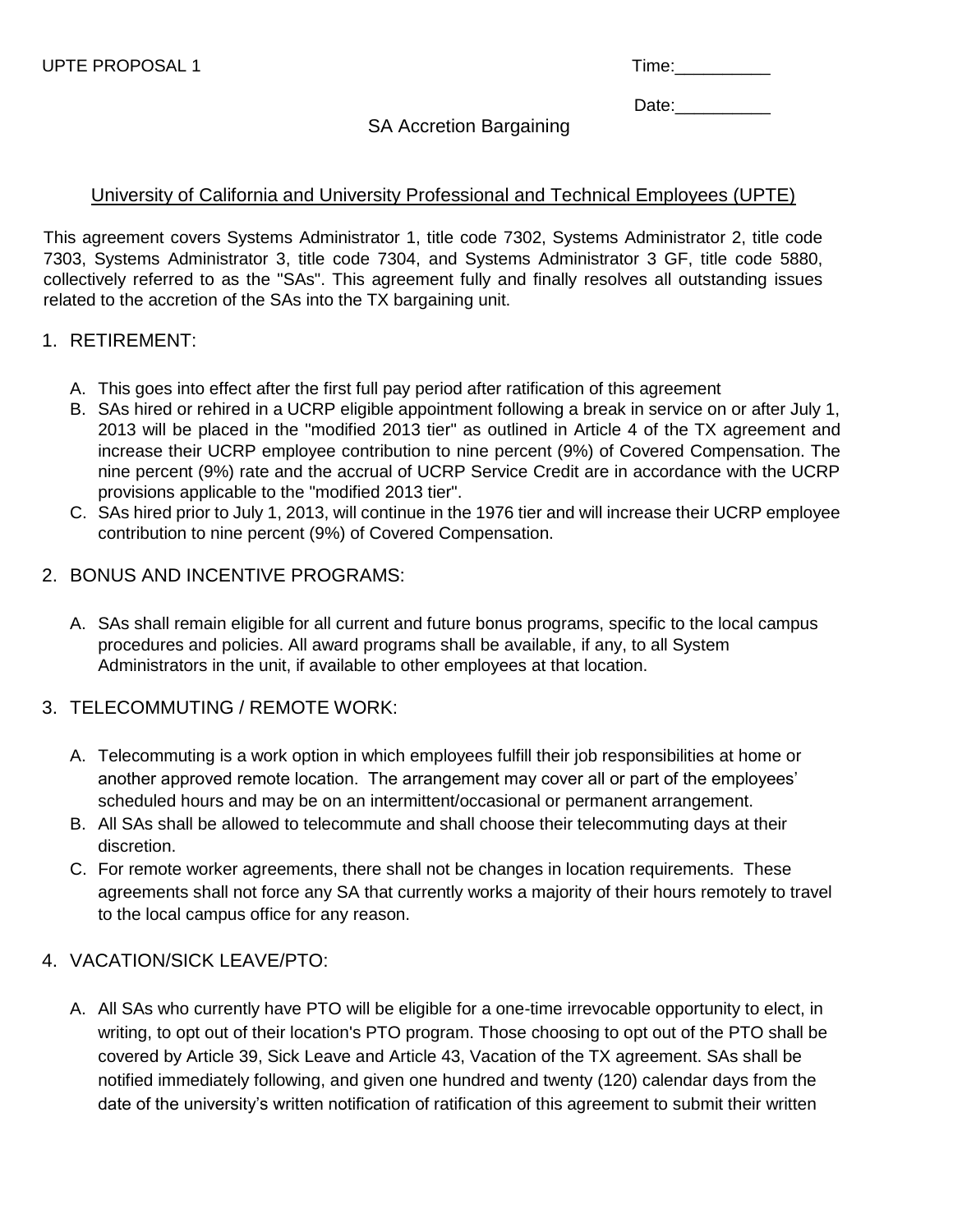UPTE PROPOSAL 1

Time:__________

Date:__________

SA Accretion Bargaining

University of California and University Professional and Technical Employees (UPTE)

This agreement covers Systems Administrator 1, title code 7302, Systems Administrator 2, title code 7303, Systems Administrator 3, title code 7304, and Systems Administrator 3 GF, title code 5880, collectively referred to as the "SAs". This agreement fully and finally resolves all outstanding issues related to the accretion of the SAs into the TX bargaining unit.

1. RETIREMENT:

   A. This goes into effect after the first full pay period after ratification of this agreement
   B. SAs hired or rehired in a UCRP eligible appointment following a break in service on or after July 1, 2013 will be placed in the "modified 2013 tier" as outlined in Article 4 of the TX agreement and increase their UCRP employee contribution to nine percent (9%) of Covered Compensation. The nine percent (9%) rate and the accrual of UCRP Service Credit are in accordance with the UCRP provisions applicable to the "modified 2013 tier".
   C. SAs hired prior to July 1, 2013, will continue in the 1976 tier and will increase their UCRP employee contribution to nine percent (9%) of Covered Compensation.

2. BONUS AND INCENTIVE PROGRAMS:

   A. SAs shall remain eligible for all current and future bonus programs, specific to the local campus procedures and policies. All award programs shall be available, if any, to all System Administrators in the unit, if available to other employees at that location.

3. TELECOMMUTING / REMOTE WORK:

   A. Telecommuting is a work option in which employees fulfill their job responsibilities at home or another approved remote location. The arrangement may cover all or part of the employees' scheduled hours and may be on an intermittent/occasional or permanent arrangement.
   B. All SAs shall be allowed to telecommute and shall choose their telecommuting days at their discretion.
   C. For remote worker agreements, there shall not be changes in location requirements. These agreements shall not force any SA that currently works a majority of their hours remotely to travel to the local campus office for any reason.

4. VACATION/SICK LEAVE/PTO:

   A. All SAs who currently have PTO will be eligible for a one-time irrevocable opportunity to elect, in writing, to opt out of their location's PTO program. Those choosing to opt out of the PTO shall be covered by Article 39, Sick Leave and Article 43, Vacation of the TX agreement. SAs shall be notified immediately following, and given one hundred and twenty (120) calendar days from the date of the university's written notification of ratification of this agreement to submit their written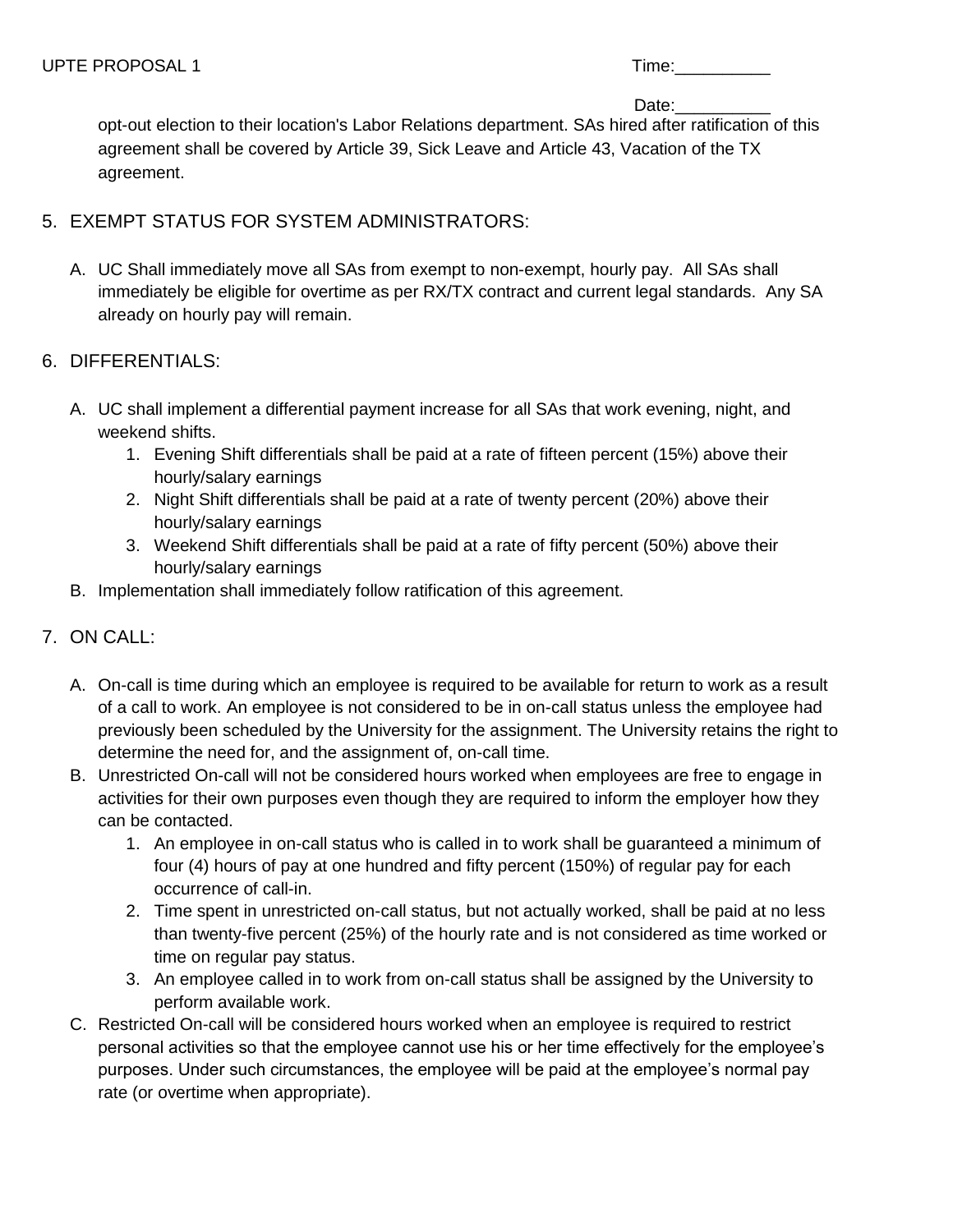opt-out election to their location's Labor Relations department. SAs hired after ratification of this agreement shall be covered by Article 39, Sick Leave and Article 43, Vacation of the TX agreement.

5. EXEMPT STATUS FOR SYSTEM ADMINISTRATORS:

   A. UC Shall immediately move all SAs from exempt to non-exempt, hourly pay. All SAs shall immediately be eligible for overtime as per RX/TX contract and current legal standards. Any SA already on hourly pay will remain.

6. DIFFERENTIALS:

   A. UC shall implement a differential payment increase for all SAs that work evening, night, and weekend shifts.
      1. Evening Shift differentials shall be paid at a rate of fifteen percent (15%) above their hourly/salary earnings
      2. Night Shift differentials shall be paid at a rate of twenty percent (20%) above their hourly/salary earnings
      3. Weekend Shift differentials shall be paid at a rate of fifty percent (50%) above their hourly/salary earnings
   B. Implementation shall immediately follow ratification of this agreement.

7. ON CALL:

   A. On-call is time during which an employee is required to be available for return to work as a result of a call to work. An employee is not considered to be in on-call status unless the employee had previously been scheduled by the University for the assignment. The University retains the right to determine the need for, and the assignment of, on-call time.
   B. Unrestricted On-call will not be considered hours worked when employees are free to engage in activities for their own purposes even though they are required to inform the employer how they can be contacted.
      1. An employee in on-call status who is called in to work shall be guaranteed a minimum of four (4) hours of pay at one hundred and fifty percent (150%) of regular pay for each occurrence of call-in.
      2. Time spent in unrestricted on-call status, but not actually worked, shall be paid at no less than twenty-five percent (25%) of the hourly rate and is not considered as time worked or time on regular pay status.
      3. An employee called in to work from on-call status shall be assigned by the University to perform available work.
   C. Restricted On-call will be considered hours worked when an employee is required to restrict personal activities so that the employee cannot use his or her time effectively for the employee's purposes. Under such circumstances, the employee will be paid at the employee's normal pay rate (or overtime when appropriate).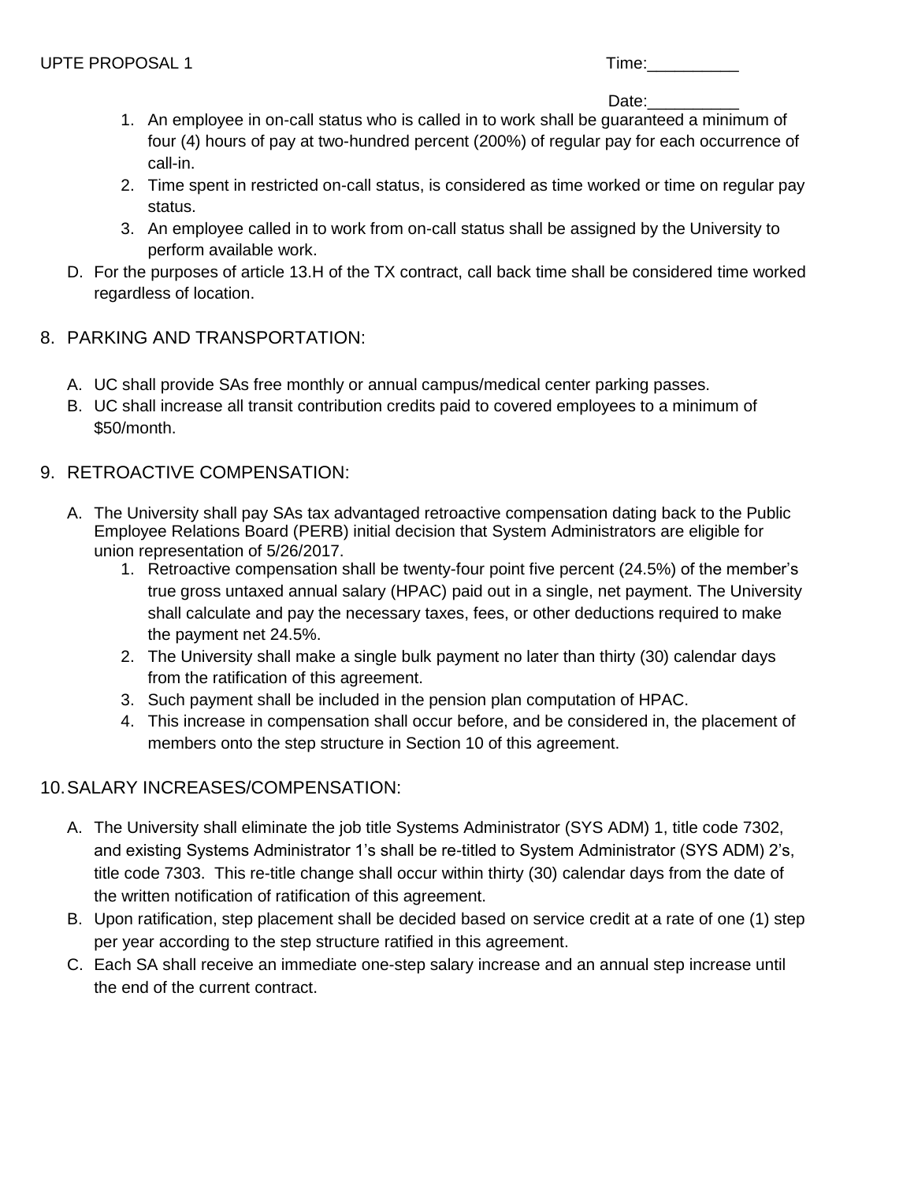1. An employee in on-call status who is called in to work shall be guaranteed a minimum of four (4) hours of pay at two-hundred percent (200%) of regular pay for each occurrence of call-in.
2. Time spent in restricted on-call status, is considered as time worked or time on regular pay status.
3. An employee called in to work from on-call status shall be assigned by the University to perform available work.

D. For the purposes of article 13.H of the TX contract, call back time shall be considered time worked regardless of location.

## 8. PARKING AND TRANSPORTATION:

A. UC shall provide SAs free monthly or annual campus/medical center parking passes.

B. UC shall increase all transit contribution credits paid to covered employees to a minimum of $50/month.

## 9. RETROACTIVE COMPENSATION:

A. The University shall pay SAs tax advantaged retroactive compensation dating back to the Public Employee Relations Board (PERB) initial decision that System Administrators are eligible for union representation of 5/26/2017.

1. Retroactive compensation shall be twenty-four point five percent (24.5%) of the member's true gross untaxed annual salary (HPAC) paid out in a single, net payment. The University shall calculate and pay the necessary taxes, fees, or other deductions required to make the payment net 24.5%.
2. The University shall make a single bulk payment no later than thirty (30) calendar days from the ratification of this agreement.
3. Such payment shall be included in the pension plan computation of HPAC.
4. This increase in compensation shall occur before, and be considered in, the placement of members onto the step structure in Section 10 of this agreement.

## 10. SALARY INCREASES/COMPENSATION:

A. The University shall eliminate the job title Systems Administrator (SYS ADM) 1, title code 7302, and existing Systems Administrator 1's shall be re-titled to System Administrator (SYS ADM) 2's, title code 7303. This re-title change shall occur within thirty (30) calendar days from the date of the written notification of ratification of this agreement.

B. Upon ratification, step placement shall be decided based on service credit at a rate of one (1) step per year according to the step structure ratified in this agreement.

C. Each SA shall receive an immediate one-step salary increase and an annual step increase until the end of the current contract.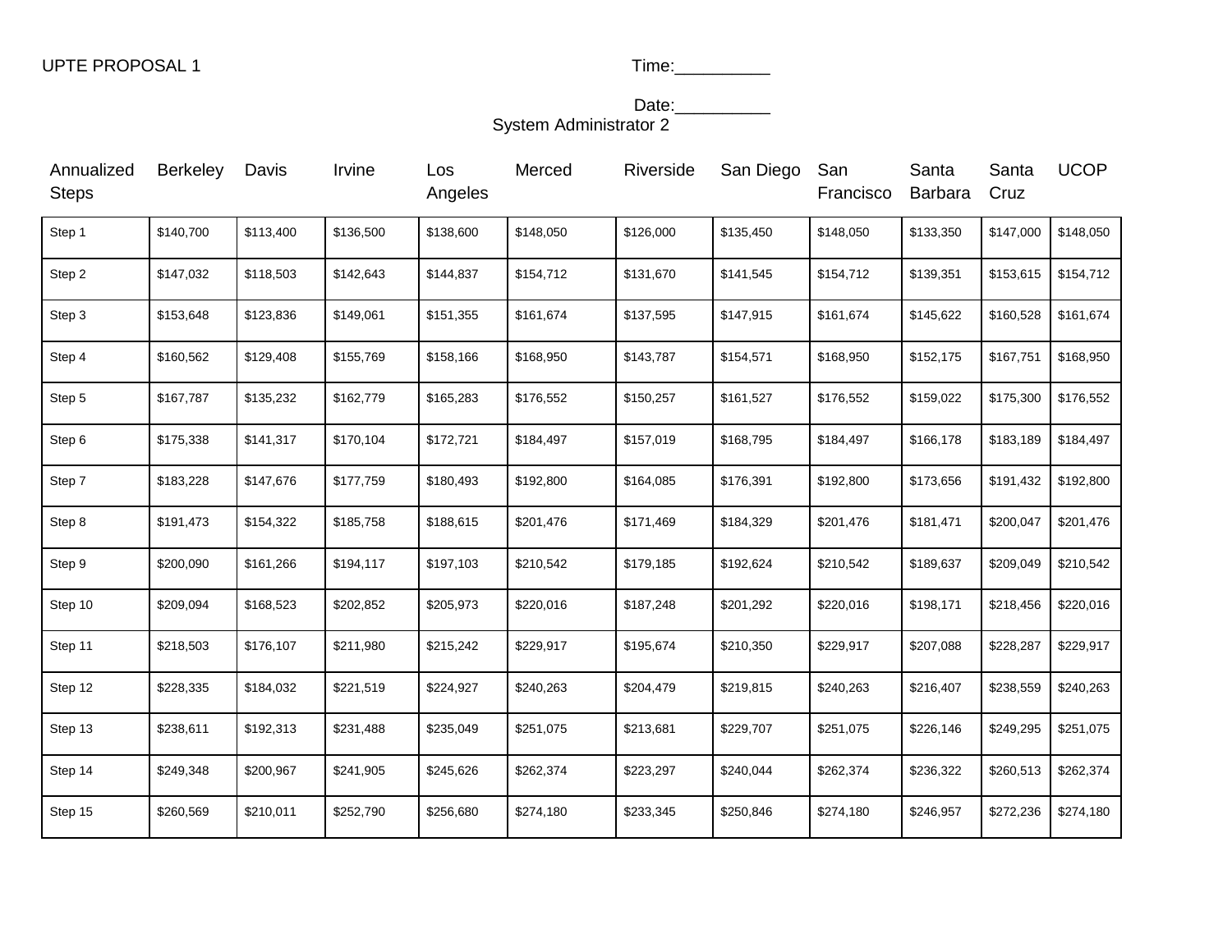UPTE PROPOSAL 1

Time:__________

Date:__________

System Administrator 2

| Annualized Steps | Berkeley | Davis | Irvine | Los Angeles | Merced | Riverside | San Diego | San Francisco | Santa Barbara | Santa Cruz | UCOP |
|---|---|---|---|---|---|---|---|---|---|---|---|
| Step 1 | $140,700 | $113,400 | $136,500 | $138,600 | $148,050 | $126,000 | $135,450 | $148,050 | $133,350 | $147,000 | $148,050 |
| Step 2 | $147,032 | $118,503 | $142,643 | $144,837 | $154,712 | $131,670 | $141,545 | $154,712 | $139,351 | $153,615 | $154,712 |
| Step 3 | $153,648 | $123,836 | $149,061 | $151,355 | $161,674 | $137,595 | $147,915 | $161,674 | $145,622 | $160,528 | $161,674 |
| Step 4 | $160,562 | $129,408 | $155,769 | $158,166 | $168,950 | $143,787 | $154,571 | $168,950 | $152,175 | $167,751 | $168,950 |
| Step 5 | $167,787 | $135,232 | $162,779 | $165,283 | $176,552 | $150,257 | $161,527 | $176,552 | $159,022 | $175,300 | $176,552 |
| Step 6 | $175,338 | $141,317 | $170,104 | $172,721 | $184,497 | $157,019 | $168,795 | $184,497 | $166,178 | $183,189 | $184,497 |
| Step 7 | $183,228 | $147,676 | $177,759 | $180,493 | $192,800 | $164,085 | $176,391 | $192,800 | $173,656 | $191,432 | $192,800 |
| Step 8 | $191,473 | $154,322 | $185,758 | $188,615 | $201,476 | $171,469 | $184,329 | $201,476 | $181,471 | $200,047 | $201,476 |
| Step 9 | $200,090 | $161,266 | $194,117 | $197,103 | $210,542 | $179,185 | $192,624 | $210,542 | $189,637 | $209,049 | $210,542 |
| Step 10 | $209,094 | $168,523 | $202,852 | $205,973 | $220,016 | $187,248 | $201,292 | $220,016 | $198,171 | $218,456 | $220,016 |
| Step 11 | $218,503 | $176,107 | $211,980 | $215,242 | $229,917 | $195,674 | $210,350 | $229,917 | $207,088 | $228,287 | $229,917 |
| Step 12 | $228,335 | $184,032 | $221,519 | $224,927 | $240,263 | $204,479 | $219,815 | $240,263 | $216,407 | $238,559 | $240,263 |
| Step 13 | $238,611 | $192,313 | $231,488 | $235,049 | $251,075 | $213,681 | $229,707 | $251,075 | $226,146 | $249,295 | $251,075 |
| Step 14 | $249,348 | $200,967 | $241,905 | $245,626 | $262,374 | $223,297 | $240,044 | $262,374 | $236,322 | $260,513 | $262,374 |
| Step 15 | $260,569 | $210,011 | $252,790 | $256,680 | $274,180 | $233,345 | $250,846 | $274,180 | $246,957 | $272,236 | $274,180 |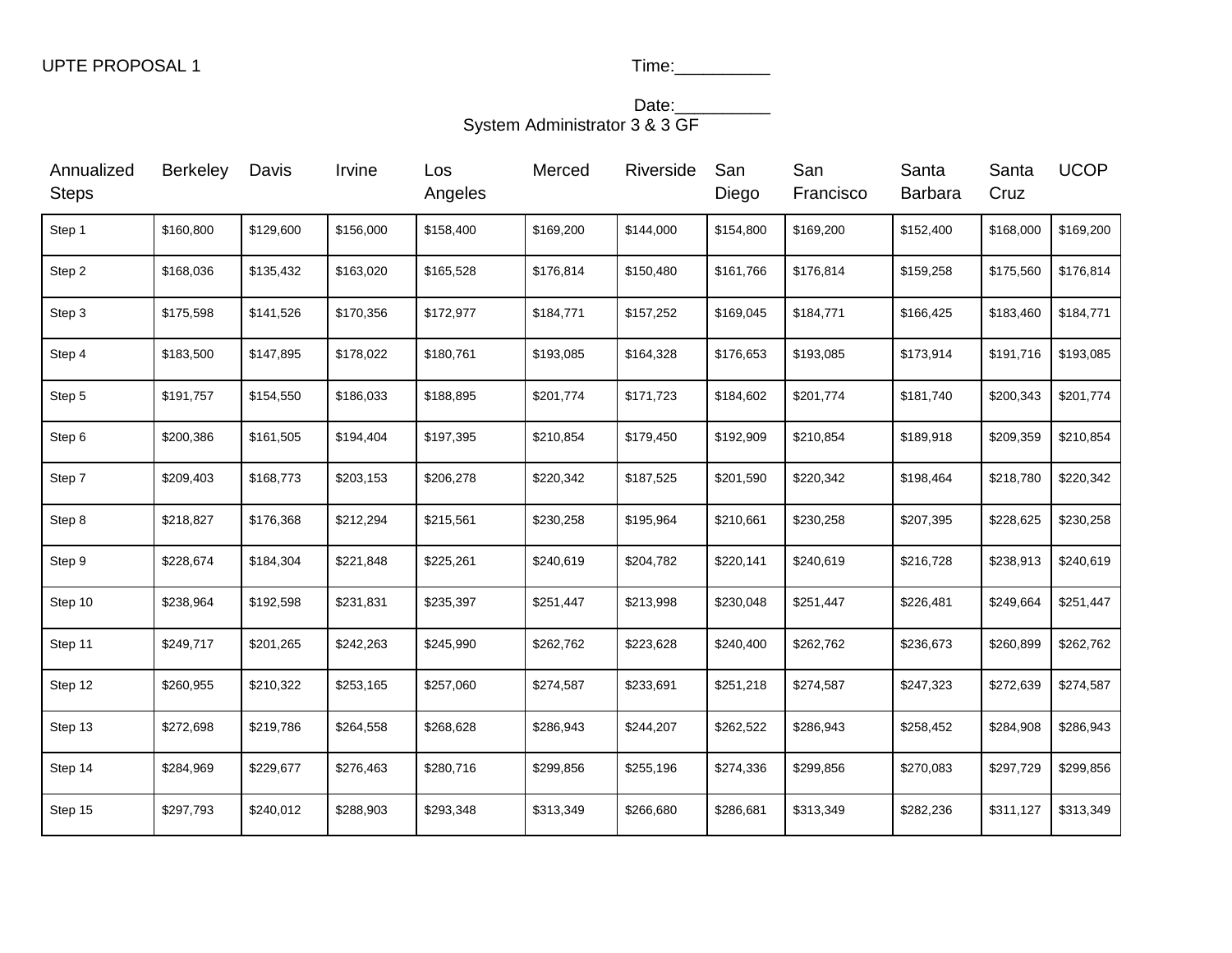UPTE PROPOSAL 1

Time:__________

Date:__________

System Administrator 3 & 3 GF

| Annualized Steps | Berkeley | Davis | Irvine | Los Angeles | Merced | Riverside | San Diego | San Francisco | Santa Barbara | Santa Cruz | UCOP |
|---|---|---|---|---|---|---|---|---|---|---|---|
| Step 1 | $160,800 | $129,600 | $156,000 | $158,400 | $169,200 | $144,000 | $154,800 | $169,200 | $152,400 | $168,000 | $169,200 |
| Step 2 | $168,036 | $135,432 | $163,020 | $165,528 | $176,814 | $150,480 | $161,766 | $176,814 | $159,258 | $175,560 | $176,814 |
| Step 3 | $175,598 | $141,526 | $170,356 | $172,977 | $184,771 | $157,252 | $169,045 | $184,771 | $166,425 | $183,460 | $184,771 |
| Step 4 | $183,500 | $147,895 | $178,022 | $180,761 | $193,085 | $164,328 | $176,653 | $193,085 | $173,914 | $191,716 | $193,085 |
| Step 5 | $191,757 | $154,550 | $186,033 | $188,895 | $201,774 | $171,723 | $184,602 | $201,774 | $181,740 | $200,343 | $201,774 |
| Step 6 | $200,386 | $161,505 | $194,404 | $197,395 | $210,854 | $179,450 | $192,909 | $210,854 | $189,918 | $209,359 | $210,854 |
| Step 7 | $209,403 | $168,773 | $203,153 | $206,278 | $220,342 | $187,525 | $201,590 | $220,342 | $198,464 | $218,780 | $220,342 |
| Step 8 | $218,827 | $176,368 | $212,294 | $215,561 | $230,258 | $195,964 | $210,661 | $230,258 | $207,395 | $228,625 | $230,258 |
| Step 9 | $228,674 | $184,304 | $221,848 | $225,261 | $240,619 | $204,782 | $220,141 | $240,619 | $216,728 | $238,913 | $240,619 |
| Step 10 | $238,964 | $192,598 | $231,831 | $235,397 | $251,447 | $213,998 | $230,048 | $251,447 | $226,481 | $249,664 | $251,447 |
| Step 11 | $249,717 | $201,265 | $242,263 | $245,990 | $262,762 | $223,628 | $240,400 | $262,762 | $236,673 | $260,899 | $262,762 |
| Step 12 | $260,955 | $210,322 | $253,165 | $257,060 | $274,587 | $233,691 | $251,218 | $274,587 | $247,323 | $272,639 | $274,587 |
| Step 13 | $272,698 | $219,786 | $264,558 | $268,628 | $286,943 | $244,207 | $262,522 | $286,943 | $258,452 | $284,908 | $286,943 |
| Step 14 | $284,969 | $229,677 | $276,463 | $280,716 | $299,856 | $255,196 | $274,336 | $299,856 | $270,083 | $297,729 | $299,856 |
| Step 15 | $297,793 | $240,012 | $288,903 | $293,348 | $313,349 | $266,680 | $286,681 | $313,349 | $282,236 | $311,127 | $313,349 |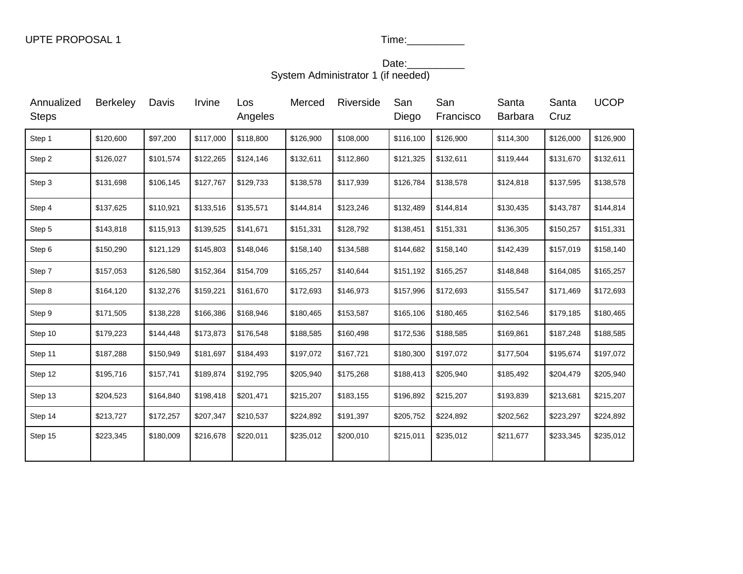UPTE PROPOSAL 1

Time:__________

Date:__________

System Administrator 1 (if needed)

| Annualized Steps | Berkeley | Davis | Irvine | Los Angeles | Merced | Riverside | San Diego | San Francisco | Santa Barbara | Santa Cruz | UCOP |
|---|---|---|---|---|---|---|---|---|---|---|---|
| Step 1 | $120,600 | $97,200 | $117,000 | $118,800 | $126,900 | $108,000 | $116,100 | $126,900 | $114,300 | $126,000 | $126,900 |
| Step 2 | $126,027 | $101,574 | $122,265 | $124,146 | $132,611 | $112,860 | $121,325 | $132,611 | $119,444 | $131,670 | $132,611 |
| Step 3 | $131,698 | $106,145 | $127,767 | $129,733 | $138,578 | $117,939 | $126,784 | $138,578 | $124,818 | $137,595 | $138,578 |
| Step 4 | $137,625 | $110,921 | $133,516 | $135,571 | $144,814 | $123,246 | $132,489 | $144,814 | $130,435 | $143,787 | $144,814 |
| Step 5 | $143,818 | $115,913 | $139,525 | $141,671 | $151,331 | $128,792 | $138,451 | $151,331 | $136,305 | $150,257 | $151,331 |
| Step 6 | $150,290 | $121,129 | $145,803 | $148,046 | $158,140 | $134,588 | $144,682 | $158,140 | $142,439 | $157,019 | $158,140 |
| Step 7 | $157,053 | $126,580 | $152,364 | $154,709 | $165,257 | $140,644 | $151,192 | $165,257 | $148,848 | $164,085 | $165,257 |
| Step 8 | $164,120 | $132,276 | $159,221 | $161,670 | $172,693 | $146,973 | $157,996 | $172,693 | $155,547 | $171,469 | $172,693 |
| Step 9 | $171,505 | $138,228 | $166,386 | $168,946 | $180,465 | $153,587 | $165,106 | $180,465 | $162,546 | $179,185 | $180,465 |
| Step 10 | $179,223 | $144,448 | $173,873 | $176,548 | $188,585 | $160,498 | $172,536 | $188,585 | $169,861 | $187,248 | $188,585 |
| Step 11 | $187,288 | $150,949 | $181,697 | $184,493 | $197,072 | $167,721 | $180,300 | $197,072 | $177,504 | $195,674 | $197,072 |
| Step 12 | $195,716 | $157,741 | $189,874 | $192,795 | $205,940 | $175,268 | $188,413 | $205,940 | $185,492 | $204,479 | $205,940 |
| Step 13 | $204,523 | $164,840 | $198,418 | $201,471 | $215,207 | $183,155 | $196,892 | $215,207 | $193,839 | $213,681 | $215,207 |
| Step 14 | $213,727 | $172,257 | $207,347 | $210,537 | $224,892 | $191,397 | $205,752 | $224,892 | $202,562 | $223,297 | $224,892 |
| Step 15 | $223,345 | $180,009 | $216,678 | $220,011 | $235,012 | $200,010 | $215,011 | $235,012 | $211,677 | $233,345 | $235,012 |